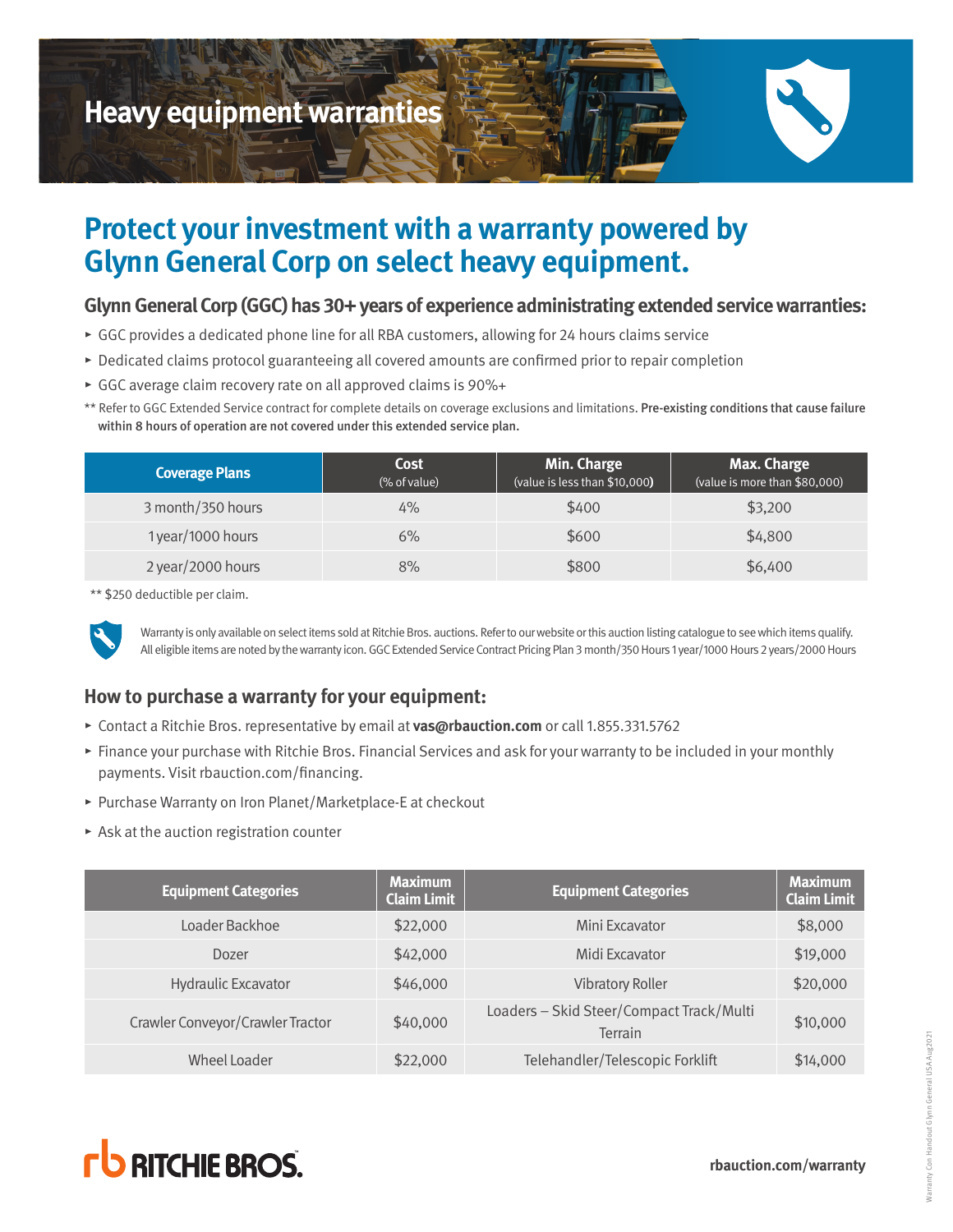# Heavy equipment warranties

## Protect your investment with a warranty powered by Glynn General Corp on select heavy equipment.

### Glynn General Corp (GGC) has 30+ years of experience administrating extended service warranties:

- GGC provides a dedicated phone line for all RBA customers, allowing for 24 hours claims service
- Dedicated claims protocol guaranteeing all covered amounts are confirmed prior to repair completion
- GGC average claim recovery rate on all approved claims is 90%+

** Refer to GGC Extended Service contract for complete details on coverage exclusions and limitations. **Pre-existing conditions that cause failure within 8 hours of operation are not covered under this extended service plan.**

| Coverage Plans | Cost (% of value) | Min. Charge (value is less than $10,000) | Max. Charge (value is more than $80,000) |
|---|---|---|---|
| 3 month/350 hours | 4% | $400 | $3,200 |
| 1 year/1000 hours | 6% | $600 | $4,800 |
| 2 year/2000 hours | 8% | $800 | $6,400 |

** $250 deductible per claim.

Warranty is only available on select items sold at Ritchie Bros. auctions. Refer to our website or this auction listing catalogue to see which items qualify. All eligible items are noted by the warranty icon. GGC Extended Service Contract Pricing Plan 3 month/350 Hours 1 year/1000 Hours 2 years/2000 Hours

### How to purchase a warranty for your equipment:

- Contact a Ritchie Bros. representative by email at **vas@rbauction.com** or call 1.855.331.5762
- Finance your purchase with Ritchie Bros. Financial Services and ask for your warranty to be included in your monthly payments. Visit rbauction.com/financing.
- Purchase Warranty on Iron Planet/Marketplace-E at checkout
- Ask at the auction registration counter

| Equipment Categories | Maximum Claim Limit | Equipment Categories | Maximum Claim Limit |
|---|---|---|---|
| Loader Backhoe | $22,000 | Mini Excavator | $8,000 |
| Dozer | $42,000 | Midi Excavator | $19,000 |
| Hydraulic Excavator | $46,000 | Vibratory Roller | $20,000 |
| Crawler Conveyor/Crawler Tractor | $40,000 | Loaders – Skid Steer/Compact Track/Multi Terrain | $10,000 |
| Wheel Loader | $22,000 | Telehandler/Telescopic Forklift | $14,000 |

RITCHIE BROS.

rbauction.com/warranty

Warranty Con Handout Glynn General USA Aug2021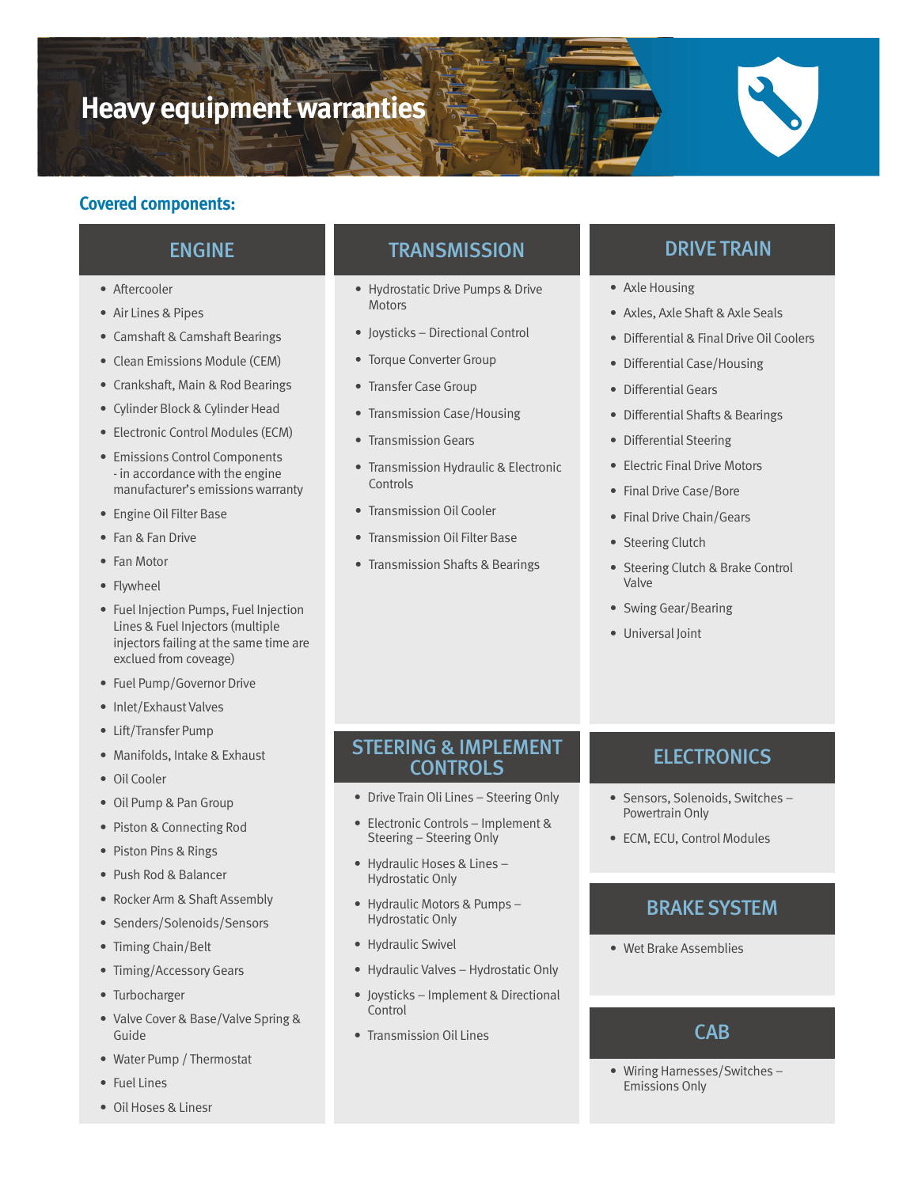# Heavy equipment warranties

## Covered components:

### ENGINE

- Aftercooler
- Air Lines & Pipes
- Camshaft & Camshaft Bearings
- Clean Emissions Module (CEM)
- Crankshaft, Main & Rod Bearings
- Cylinder Block & Cylinder Head
- Electronic Control Modules (ECM)
- Emissions Control Components - in accordance with the engine manufacturer's emissions warranty
- Engine Oil Filter Base
- Fan & Fan Drive
- Fan Motor
- Flywheel
- Fuel Injection Pumps, Fuel Injection Lines & Fuel Injectors (multiple injectors failing at the same time are exclued from coveage)
- Fuel Pump/Governor Drive
- Inlet/Exhaust Valves
- Lift/Transfer Pump
- Manifolds, Intake & Exhaust
- Oil Cooler
- Oil Pump & Pan Group
- Piston & Connecting Rod
- Piston Pins & Rings
- Push Rod & Balancer
- Rocker Arm & Shaft Assembly
- Senders/Solenoids/Sensors
- Timing Chain/Belt
- Timing/Accessory Gears
- Turbocharger
- Valve Cover & Base/Valve Spring & Guide
- Water Pump / Thermostat
- Fuel Lines
- Oil Hoses & Linesr

### TRANSMISSION

- Hydrostatic Drive Pumps & Drive Motors
- Joysticks – Directional Control
- Torque Converter Group
- Transfer Case Group
- Transmission Case/Housing
- Transmission Gears
- Transmission Hydraulic & Electronic Controls
- Transmission Oil Cooler
- Transmission Oil Filter Base
- Transmission Shafts & Bearings

### STEERING & IMPLEMENT CONTROLS

- Drive Train Oli Lines – Steering Only
- Electronic Controls – Implement & Steering – Steering Only
- Hydraulic Hoses & Lines – Hydrostatic Only
- Hydraulic Motors & Pumps – Hydrostatic Only
- Hydraulic Swivel
- Hydraulic Valves – Hydrostatic Only
- Joysticks – Implement & Directional Control
- Transmission Oil Lines

### DRIVE TRAIN

- Axle Housing
- Axles, Axle Shaft & Axle Seals
- Differential & Final Drive Oil Coolers
- Differential Case/Housing
- Differential Gears
- Differential Shafts & Bearings
- Differential Steering
- Electric Final Drive Motors
- Final Drive Case/Bore
- Final Drive Chain/Gears
- Steering Clutch
- Steering Clutch & Brake Control Valve
- Swing Gear/Bearing
- Universal Joint

### ELECTRONICS

- Sensors, Solenoids, Switches – Powertrain Only
- ECM, ECU, Control Modules

### BRAKE SYSTEM

- Wet Brake Assemblies

### CAB

- Wiring Harnesses/Switches – Emissions Only